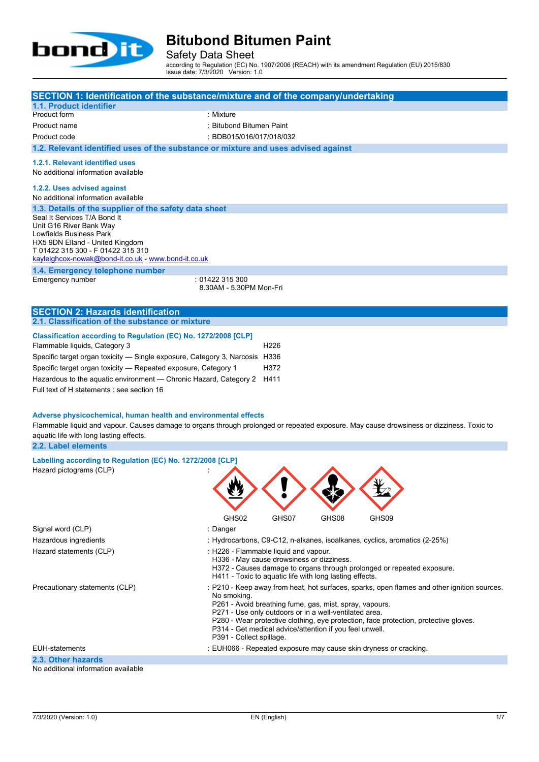# Bitubond Bitumen Paint

Safety Data Sheet

according to Regulation (EC) No. 1907/2006 (REACH) with its amendment Regulation (EU) 2015/830

Issue date: 7/3/2020 Version: 1.0

## SECTION 1: Identification of the substance/mixture and of the company/undertaking

### 1.1. Product identifier

| | |
|---|---|
| Product form | : Mixture |
| Product name | : Bitubond Bitumen Paint |
| Product code | : BDB015/016/017/018/032 |

### 1.2. Relevant identified uses of the substance or mixture and uses advised against

#### 1.2.1. Relevant identified uses

No additional information available

#### 1.2.2. Uses advised against

No additional information available

### 1.3. Details of the supplier of the safety data sheet

Seal It Services T/A Bond It
Unit G16 River Bank Way
Lowfields Business Park
HX5 9DN Elland - United Kingdom
T 01422 315 300 - F 01422 315 310
kayleighcox-nowak@bond-it.co.uk - www.bond-it.co.uk

### 1.4. Emergency telephone number

| | |
|---|---|
| Emergency number | : 01422 315 300<br>8.30AM - 5.30PM Mon-Fri |

## SECTION 2: Hazards identification

### 2.1. Classification of the substance or mixture

**Classification according to Regulation (EC) No. 1272/2008 [CLP]**

| | |
|---|---|
| Flammable liquids, Category 3 | H226 |
| Specific target organ toxicity — Single exposure, Category 3, Narcosis | H336 |
| Specific target organ toxicity — Repeated exposure, Category 1 | H372 |
| Hazardous to the aquatic environment — Chronic Hazard, Category 2 | H411 |

Full text of H statements : see section 16

**Adverse physicochemical, human health and environmental effects**

Flammable liquid and vapour. Causes damage to organs through prolonged or repeated exposure. May cause drowsiness or dizziness. Toxic to aquatic life with long lasting effects.

### 2.2. Label elements

**Labelling according to Regulation (EC) No. 1272/2008 [CLP]**

| | |
|---|---|
| Hazard pictograms (CLP) | : GHS02 GHS07 GHS08 GHS09 |
| Signal word (CLP) | : Danger |
| Hazardous ingredients | : Hydrocarbons, C9-C12, n-alkanes, isoalkanes, cyclics, aromatics (2-25%) |
| Hazard statements (CLP) | : H226 - Flammable liquid and vapour.<br>H336 - May cause drowsiness or dizziness.<br>H372 - Causes damage to organs through prolonged or repeated exposure.<br>H411 - Toxic to aquatic life with long lasting effects. |
| Precautionary statements (CLP) | : P210 - Keep away from heat, hot surfaces, sparks, open flames and other ignition sources. No smoking.<br>P261 - Avoid breathing fume, gas, mist, spray, vapours.<br>P271 - Use only outdoors or in a well-ventilated area.<br>P280 - Wear protective clothing, eye protection, face protection, protective gloves.<br>P314 - Get medical advice/attention if you feel unwell.<br>P391 - Collect spillage. |
| EUH-statements | : EUH066 - Repeated exposure may cause skin dryness or cracking. |

### 2.3. Other hazards

No additional information available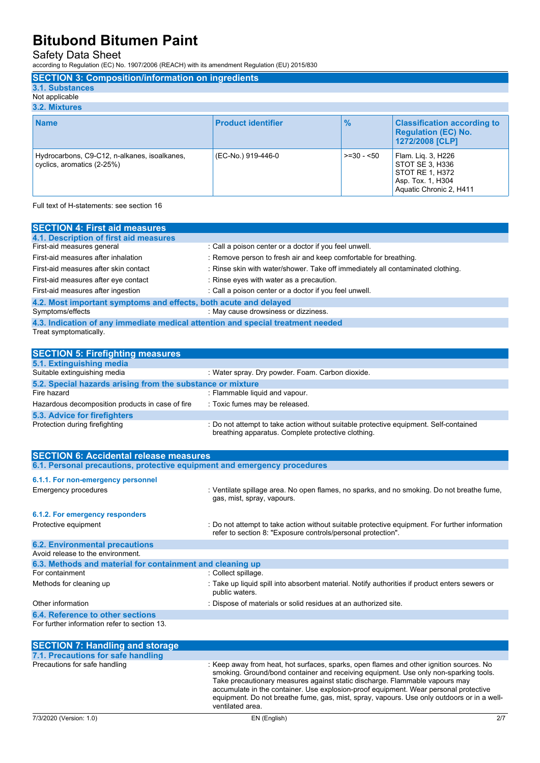## SECTION 3: Composition/information on ingredients

### 3.1. Substances

Not applicable

### 3.2. Mixtures

| Name | Product identifier | % | Classification according to Regulation (EC) No. 1272/2008 [CLP] |
|---|---|---|---|
| Hydrocarbons, C9-C12, n-alkanes, isoalkanes, cyclics, aromatics (2-25%) | (EC-No.) 919-446-0 | >=30 - <50 | Flam. Liq. 3, H226<br>STOT SE 3, H336<br>STOT RE 1, H372<br>Asp. Tox. 1, H304<br>Aquatic Chronic 2, H411 |

Full text of H-statements: see section 16

## SECTION 4: First aid measures

### 4.1. Description of first aid measures

First-aid measures general : Call a poison center or a doctor if you feel unwell.

First-aid measures after inhalation : Remove person to fresh air and keep comfortable for breathing.

First-aid measures after skin contact : Rinse skin with water/shower. Take off immediately all contaminated clothing.

First-aid measures after eye contact : Rinse eyes with water as a precaution.

First-aid measures after ingestion : Call a poison center or a doctor if you feel unwell.

### 4.2. Most important symptoms and effects, both acute and delayed

Symptoms/effects : May cause drowsiness or dizziness.

### 4.3. Indication of any immediate medical attention and special treatment needed

Treat symptomatically.

## SECTION 5: Firefighting measures

### 5.1. Extinguishing media

Suitable extinguishing media : Water spray. Dry powder. Foam. Carbon dioxide.

### 5.2. Special hazards arising from the substance or mixture

Fire hazard : Flammable liquid and vapour.

Hazardous decomposition products in case of fire : Toxic fumes may be released.

### 5.3. Advice for firefighters

Protection during firefighting : Do not attempt to take action without suitable protective equipment. Self-contained breathing apparatus. Complete protective clothing.

## SECTION 6: Accidental release measures

### 6.1. Personal precautions, protective equipment and emergency procedures

#### 6.1.1. For non-emergency personnel

Emergency procedures : Ventilate spillage area. No open flames, no sparks, and no smoking. Do not breathe fume, gas, mist, spray, vapours.

#### 6.1.2. For emergency responders

Protective equipment : Do not attempt to take action without suitable protective equipment. For further information refer to section 8: "Exposure controls/personal protection".

### 6.2. Environmental precautions

Avoid release to the environment.

### 6.3. Methods and material for containment and cleaning up

For containment : Collect spillage.

Methods for cleaning up : Take up liquid spill into absorbent material. Notify authorities if product enters sewers or public waters.

Other information : Dispose of materials or solid residues at an authorized site.

### 6.4. Reference to other sections

For further information refer to section 13.

## SECTION 7: Handling and storage

### 7.1. Precautions for safe handling

Precautions for safe handling : Keep away from heat, hot surfaces, sparks, open flames and other ignition sources. No smoking. Ground/bond container and receiving equipment. Use only non-sparking tools. Take precautionary measures against static discharge. Flammable vapours may accumulate in the container. Use explosion-proof equipment. Wear personal protective equipment. Do not breathe fume, gas, mist, spray, vapours. Use only outdoors or in a well-ventilated area.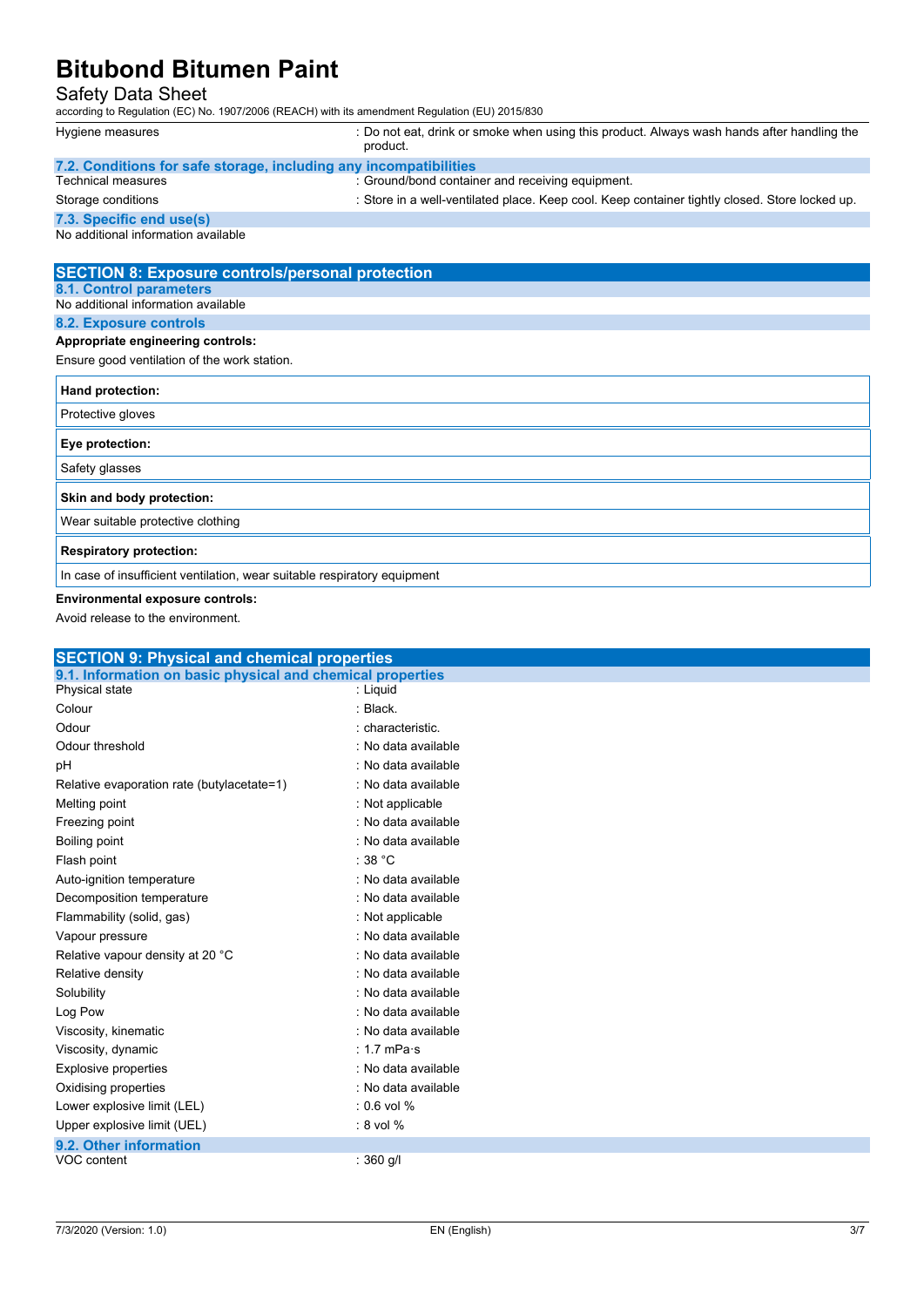| | |
|---|---|
| Hygiene measures | : Do not eat, drink or smoke when using this product. Always wash hands after handling the product. |

### 7.2. Conditions for safe storage, including any incompatibilities

| | |
|---|---|
| Technical measures | : Ground/bond container and receiving equipment. |
| Storage conditions | : Store in a well-ventilated place. Keep cool. Keep container tightly closed. Store locked up. |

### 7.3. Specific end use(s)

No additional information available

## SECTION 8: Exposure controls/personal protection

### 8.1. Control parameters

No additional information available

### 8.2. Exposure controls

**Appropriate engineering controls:**

Ensure good ventilation of the work station.

| **Hand protection:** |
|---|
| Protective gloves |

| **Eye protection:** |
|---|
| Safety glasses |

| **Skin and body protection:** |
|---|
| Wear suitable protective clothing |

| **Respiratory protection:** |
|---|
| In case of insufficient ventilation, wear suitable respiratory equipment |

**Environmental exposure controls:**

Avoid release to the environment.

## SECTION 9: Physical and chemical properties

### 9.1. Information on basic physical and chemical properties

| | |
|---|---|
| Physical state | : Liquid |
| Colour | : Black. |
| Odour | : characteristic. |
| Odour threshold | : No data available |
| pH | : No data available |
| Relative evaporation rate (butylacetate=1) | : No data available |
| Melting point | : Not applicable |
| Freezing point | : No data available |
| Boiling point | : No data available |
| Flash point | : 38 °C |
| Auto-ignition temperature | : No data available |
| Decomposition temperature | : No data available |
| Flammability (solid, gas) | : Not applicable |
| Vapour pressure | : No data available |
| Relative vapour density at 20 °C | : No data available |
| Relative density | : No data available |
| Solubility | : No data available |
| Log Pow | : No data available |
| Viscosity, kinematic | : No data available |
| Viscosity, dynamic | : 1.7 mPa·s |
| Explosive properties | : No data available |
| Oxidising properties | : No data available |
| Lower explosive limit (LEL) | : 0.6 vol % |
| Upper explosive limit (UEL) | : 8 vol % |

### 9.2. Other information

| | |
|---|---|
| VOC content | : 360 g/l |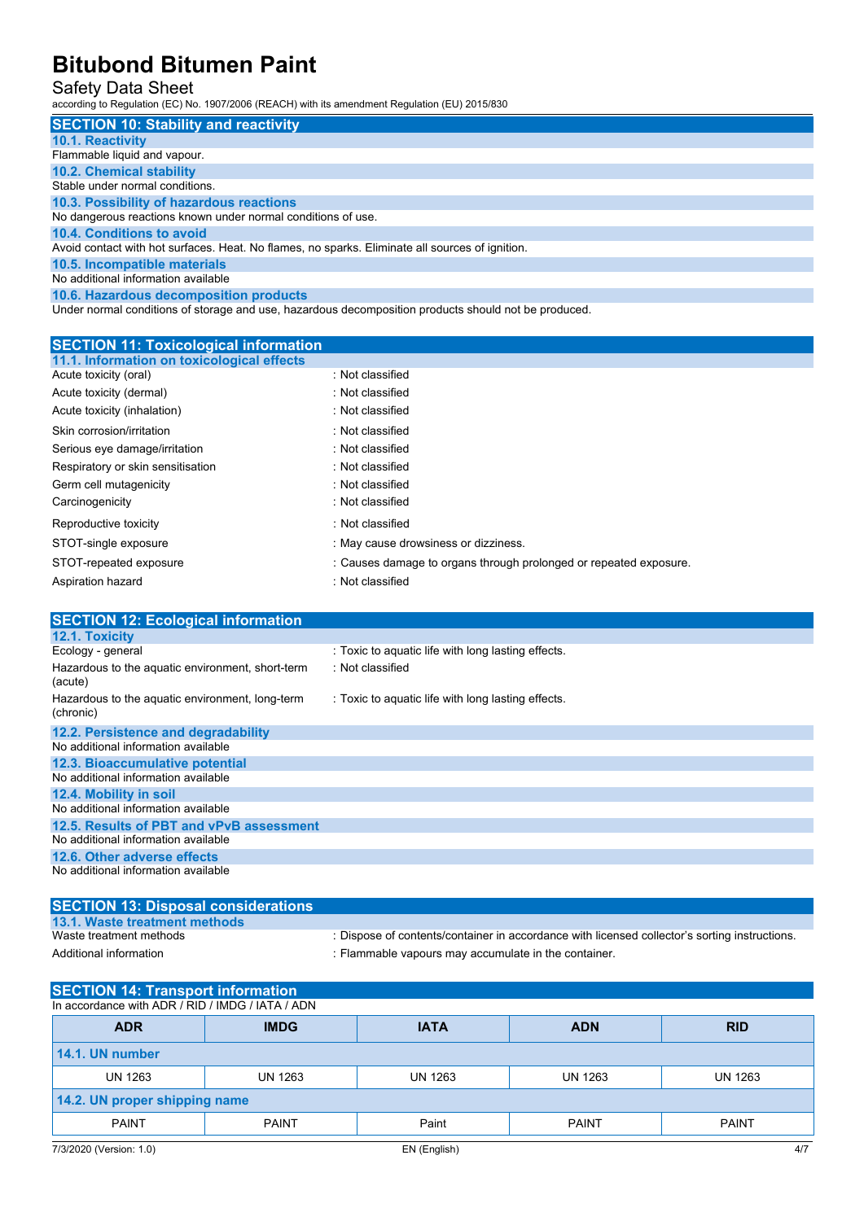## SECTION 10: Stability and reactivity

### 10.1. Reactivity

Flammable liquid and vapour.

### 10.2. Chemical stability

Stable under normal conditions.

### 10.3. Possibility of hazardous reactions

No dangerous reactions known under normal conditions of use.

### 10.4. Conditions to avoid

Avoid contact with hot surfaces. Heat. No flames, no sparks. Eliminate all sources of ignition.

### 10.5. Incompatible materials

No additional information available

### 10.6. Hazardous decomposition products

Under normal conditions of storage and use, hazardous decomposition products should not be produced.

## SECTION 11: Toxicological information

### 11.1. Information on toxicological effects

| | |
|---|---|
| Acute toxicity (oral) | : Not classified |
| Acute toxicity (dermal) | : Not classified |
| Acute toxicity (inhalation) | : Not classified |
| Skin corrosion/irritation | : Not classified |
| Serious eye damage/irritation | : Not classified |
| Respiratory or skin sensitisation | : Not classified |
| Germ cell mutagenicity | : Not classified |
| Carcinogenicity | : Not classified |
| Reproductive toxicity | : Not classified |
| STOT-single exposure | : May cause drowsiness or dizziness. |
| STOT-repeated exposure | : Causes damage to organs through prolonged or repeated exposure. |
| Aspiration hazard | : Not classified |

## SECTION 12: Ecological information

### 12.1. Toxicity

| | |
|---|---|
| Ecology - general | : Toxic to aquatic life with long lasting effects. |
| Hazardous to the aquatic environment, short-term (acute) | : Not classified |
| Hazardous to the aquatic environment, long-term (chronic) | : Toxic to aquatic life with long lasting effects. |

### 12.2. Persistence and degradability

No additional information available

### 12.3. Bioaccumulative potential

No additional information available

### 12.4. Mobility in soil

No additional information available

### 12.5. Results of PBT and vPvB assessment

No additional information available

### 12.6. Other adverse effects

No additional information available

## SECTION 13: Disposal considerations

### 13.1. Waste treatment methods

| | |
|---|---|
| Waste treatment methods | : Dispose of contents/container in accordance with licensed collector's sorting instructions. |
| Additional information | : Flammable vapours may accumulate in the container. |

## SECTION 14: Transport information

In accordance with ADR / RID / IMDG / IATA / ADN

| ADR | IMDG | IATA | ADN | RID |
|---|---|---|---|---|
| **14.1. UN number** | | | | |
| UN 1263 | UN 1263 | UN 1263 | UN 1263 | UN 1263 |
| **14.2. UN proper shipping name** | | | | |
| PAINT | PAINT | Paint | PAINT | PAINT |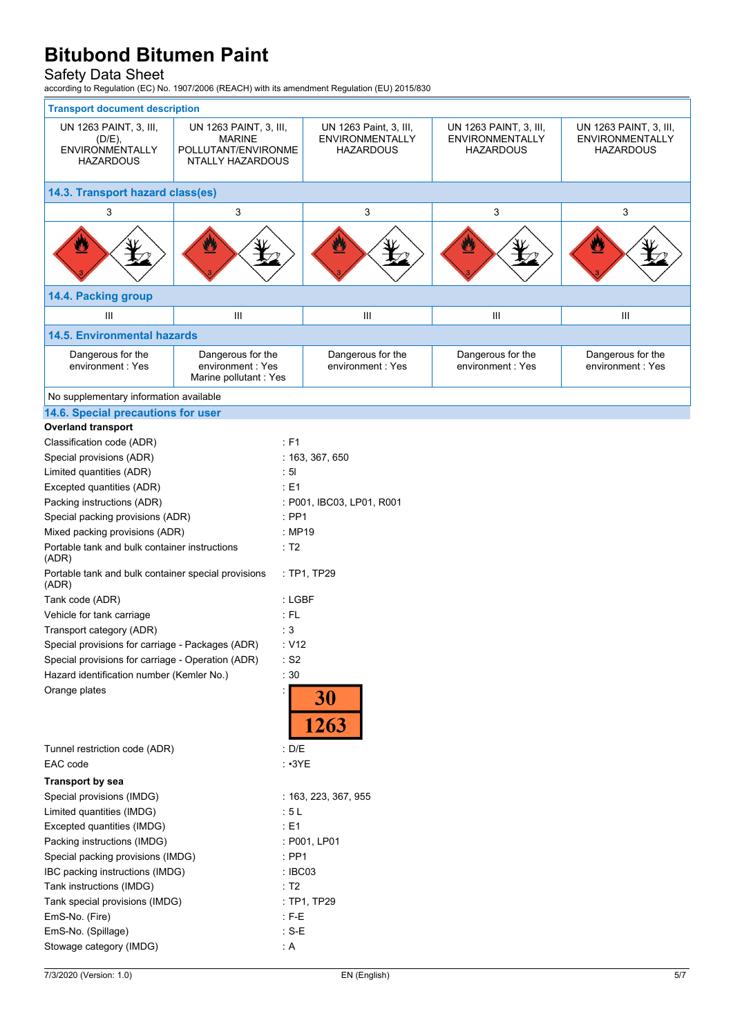# Bitubond Bitumen Paint

Safety Data Sheet

according to Regulation (EC) No. 1907/2006 (REACH) with its amendment Regulation (EU) 2015/830

| Transport document description | | | | |
|---|---|---|---|---|
| UN 1263 PAINT, 3, III, (D/E), ENVIRONMENTALLY HAZARDOUS | UN 1263 PAINT, 3, III, MARINE POLLUTANT/ENVIRONMENTALLY HAZARDOUS | UN 1263 Paint, 3, III, ENVIRONMENTALLY HAZARDOUS | UN 1263 PAINT, 3, III, ENVIRONMENTALLY HAZARDOUS | UN 1263 PAINT, 3, III, ENVIRONMENTALLY HAZARDOUS |
| **14.3. Transport hazard class(es)** | | | | |
| 3 | 3 | 3 | 3 | 3 |
| **14.4. Packing group** | | | | |
| III | III | III | III | III |
| **14.5. Environmental hazards** | | | | |
| Dangerous for the environment : Yes | Dangerous for the environment : Yes<br>Marine pollutant : Yes | Dangerous for the environment : Yes | Dangerous for the environment : Yes | Dangerous for the environment : Yes |
| No supplementary information available | | | | |

## 14.6. Special precautions for user

**Overland transport**

| | |
|---|---|
| Classification code (ADR) | : F1 |
| Special provisions (ADR) | : 163, 367, 650 |
| Limited quantities (ADR) | : 5l |
| Excepted quantities (ADR) | : E1 |
| Packing instructions (ADR) | : P001, IBC03, LP01, R001 |
| Special packing provisions (ADR) | : PP1 |
| Mixed packing provisions (ADR) | : MP19 |
| Portable tank and bulk container instructions (ADR) | : T2 |
| Portable tank and bulk container special provisions (ADR) | : TP1, TP29 |
| Tank code (ADR) | : LGBF |
| Vehicle for tank carriage | : FL |
| Transport category (ADR) | : 3 |
| Special provisions for carriage - Packages (ADR) | : V12 |
| Special provisions for carriage - Operation (ADR) | : S2 |
| Hazard identification number (Kemler No.) | : 30 |
| Orange plates | : 30 / 1263 |
| Tunnel restriction code (ADR) | : D/E |
| EAC code | : •3YE |

**Transport by sea**

| | |
|---|---|
| Special provisions (IMDG) | : 163, 223, 367, 955 |
| Limited quantities (IMDG) | : 5 L |
| Excepted quantities (IMDG) | : E1 |
| Packing instructions (IMDG) | : P001, LP01 |
| Special packing provisions (IMDG) | : PP1 |
| IBC packing instructions (IMDG) | : IBC03 |
| Tank instructions (IMDG) | : T2 |
| Tank special provisions (IMDG) | : TP1, TP29 |
| EmS-No. (Fire) | : F-E |
| EmS-No. (Spillage) | : S-E |
| Stowage category (IMDG) | : A |

7/3/2020 (Version: 1.0) EN (English)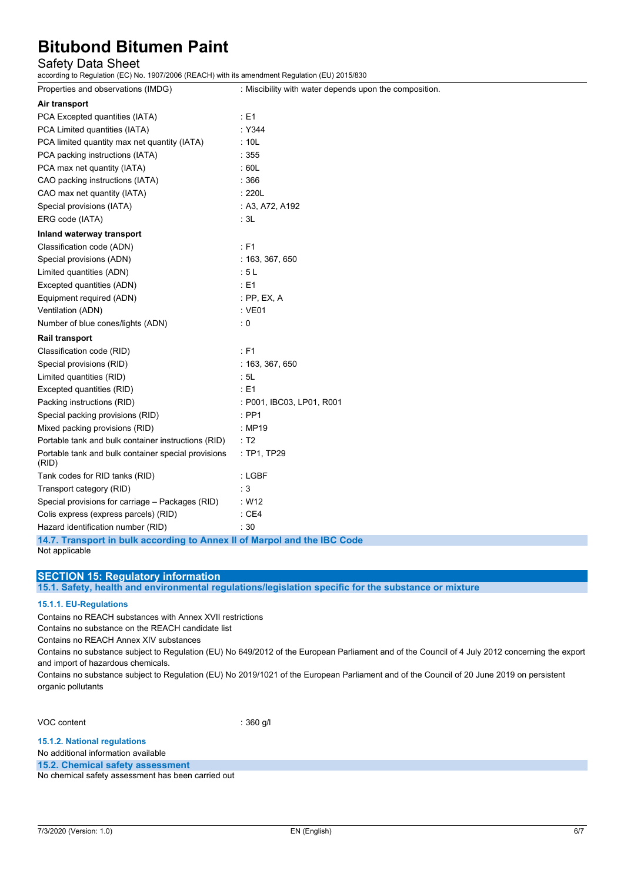| | |
|---|---|
| Properties and observations (IMDG) | : Miscibility with water depends upon the composition. |

**Air transport**

| | |
|---|---|
| PCA Excepted quantities (IATA) | : E1 |
| PCA Limited quantities (IATA) | : Y344 |
| PCA limited quantity max net quantity (IATA) | : 10L |
| PCA packing instructions (IATA) | : 355 |
| PCA max net quantity (IATA) | : 60L |
| CAO packing instructions (IATA) | : 366 |
| CAO max net quantity (IATA) | : 220L |
| Special provisions (IATA) | : A3, A72, A192 |
| ERG code (IATA) | : 3L |

**Inland waterway transport**

| | |
|---|---|
| Classification code (ADN) | : F1 |
| Special provisions (ADN) | : 163, 367, 650 |
| Limited quantities (ADN) | : 5 L |
| Excepted quantities (ADN) | : E1 |
| Equipment required (ADN) | : PP, EX, A |
| Ventilation (ADN) | : VE01 |
| Number of blue cones/lights (ADN) | : 0 |

**Rail transport**

| | |
|---|---|
| Classification code (RID) | : F1 |
| Special provisions (RID) | : 163, 367, 650 |
| Limited quantities (RID) | : 5L |
| Excepted quantities (RID) | : E1 |
| Packing instructions (RID) | : P001, IBC03, LP01, R001 |
| Special packing provisions (RID) | : PP1 |
| Mixed packing provisions (RID) | : MP19 |
| Portable tank and bulk container instructions (RID) | : T2 |
| Portable tank and bulk container special provisions (RID) | : TP1, TP29 |
| Tank codes for RID tanks (RID) | : LGBF |
| Transport category (RID) | : 3 |
| Special provisions for carriage – Packages (RID) | : W12 |
| Colis express (express parcels) (RID) | : CE4 |
| Hazard identification number (RID) | : 30 |

### 14.7. Transport in bulk according to Annex II of Marpol and the IBC Code

Not applicable

## SECTION 15: Regulatory information

### 15.1. Safety, health and environmental regulations/legislation specific for the substance or mixture

#### 15.1.1. EU-Regulations

Contains no REACH substances with Annex XVII restrictions

Contains no substance on the REACH candidate list

Contains no REACH Annex XIV substances

Contains no substance subject to Regulation (EU) No 649/2012 of the European Parliament and of the Council of 4 July 2012 concerning the export and import of hazardous chemicals.

Contains no substance subject to Regulation (EU) No 2019/1021 of the European Parliament and of the Council of 20 June 2019 on persistent organic pollutants

| | |
|---|---|
| VOC content | : 360 g/l |

#### 15.1.2. National regulations

No additional information available

### 15.2. Chemical safety assessment

No chemical safety assessment has been carried out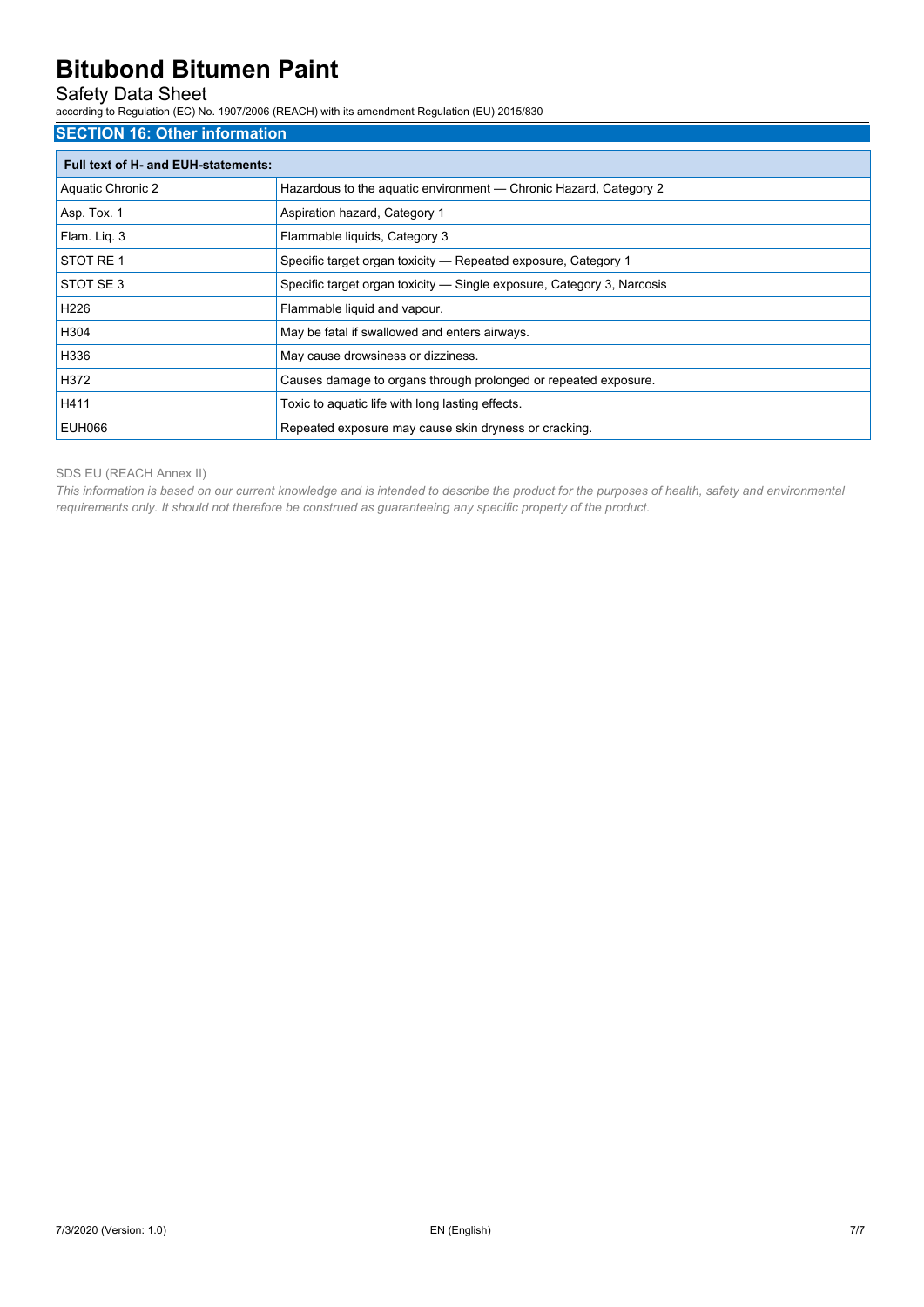## SECTION 16: Other information

| Full text of H- and EUH-statements: | |
|---|---|
| Aquatic Chronic 2 | Hazardous to the aquatic environment — Chronic Hazard, Category 2 |
| Asp. Tox. 1 | Aspiration hazard, Category 1 |
| Flam. Liq. 3 | Flammable liquids, Category 3 |
| STOT RE 1 | Specific target organ toxicity — Repeated exposure, Category 1 |
| STOT SE 3 | Specific target organ toxicity — Single exposure, Category 3, Narcosis |
| H226 | Flammable liquid and vapour. |
| H304 | May be fatal if swallowed and enters airways. |
| H336 | May cause drowsiness or dizziness. |
| H372 | Causes damage to organs through prolonged or repeated exposure. |
| H411 | Toxic to aquatic life with long lasting effects. |
| EUH066 | Repeated exposure may cause skin dryness or cracking. |

SDS EU (REACH Annex II)

*This information is based on our current knowledge and is intended to describe the product for the purposes of health, safety and environmental requirements only. It should not therefore be construed as guaranteeing any specific property of the product.*